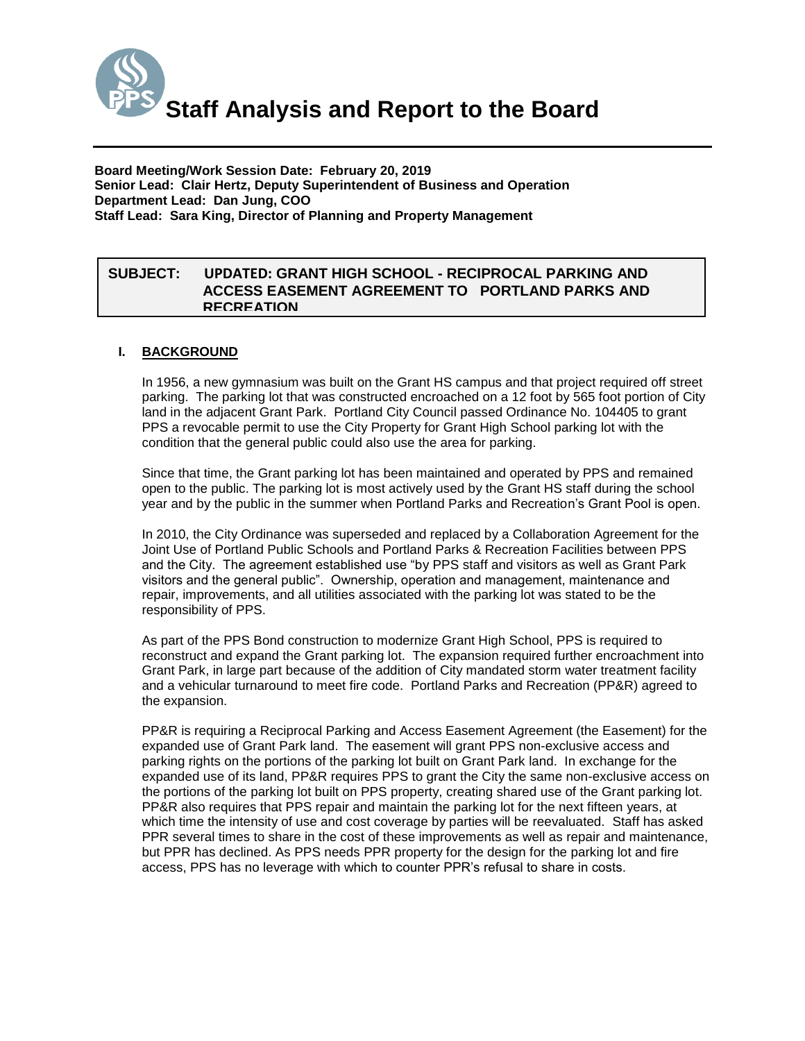# Staff Analysis and Report to the Board

**Board Meeting/Work Session Date: February 20, 2019**
**Senior Lead: Clair Hertz, Deputy Superintendent of Business and Operation**
**Department Lead: Dan Jung, COO**
**Staff Lead: Sara King, Director of Planning and Property Management**

**SUBJECT: UPDATED: GRANT HIGH SCHOOL - RECIPROCAL PARKING AND ACCESS EASEMENT AGREEMENT TO PORTLAND PARKS AND RECREATION**

## I. BACKGROUND

In 1956, a new gymnasium was built on the Grant HS campus and that project required off street parking. The parking lot that was constructed encroached on a 12 foot by 565 foot portion of City land in the adjacent Grant Park. Portland City Council passed Ordinance No. 104405 to grant PPS a revocable permit to use the City Property for Grant High School parking lot with the condition that the general public could also use the area for parking.

Since that time, the Grant parking lot has been maintained and operated by PPS and remained open to the public. The parking lot is most actively used by the Grant HS staff during the school year and by the public in the summer when Portland Parks and Recreation's Grant Pool is open.

In 2010, the City Ordinance was superseded and replaced by a Collaboration Agreement for the Joint Use of Portland Public Schools and Portland Parks & Recreation Facilities between PPS and the City. The agreement established use "by PPS staff and visitors as well as Grant Park visitors and the general public". Ownership, operation and management, maintenance and repair, improvements, and all utilities associated with the parking lot was stated to be the responsibility of PPS.

As part of the PPS Bond construction to modernize Grant High School, PPS is required to reconstruct and expand the Grant parking lot. The expansion required further encroachment into Grant Park, in large part because of the addition of City mandated storm water treatment facility and a vehicular turnaround to meet fire code. Portland Parks and Recreation (PP&R) agreed to the expansion.

PP&R is requiring a Reciprocal Parking and Access Easement Agreement (the Easement) for the expanded use of Grant Park land. The easement will grant PPS non-exclusive access and parking rights on the portions of the parking lot built on Grant Park land. In exchange for the expanded use of its land, PP&R requires PPS to grant the City the same non-exclusive access on the portions of the parking lot built on PPS property, creating shared use of the Grant parking lot. PP&R also requires that PPS repair and maintain the parking lot for the next fifteen years, at which time the intensity of use and cost coverage by parties will be reevaluated. Staff has asked PPR several times to share in the cost of these improvements as well as repair and maintenance, but PPR has declined. As PPS needs PPR property for the design for the parking lot and fire access, PPS has no leverage with which to counter PPR's refusal to share in costs.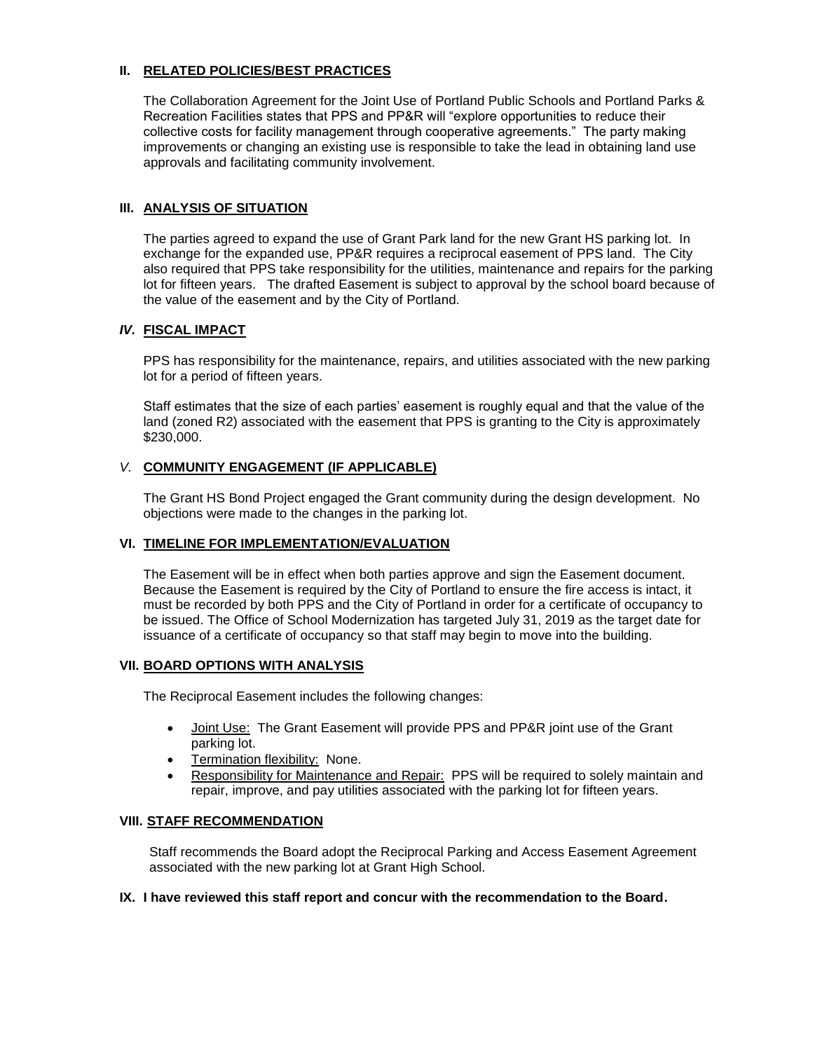## II. RELATED POLICIES/BEST PRACTICES

The Collaboration Agreement for the Joint Use of Portland Public Schools and Portland Parks & Recreation Facilities states that PPS and PP&R will "explore opportunities to reduce their collective costs for facility management through cooperative agreements." The party making improvements or changing an existing use is responsible to take the lead in obtaining land use approvals and facilitating community involvement.

## III. ANALYSIS OF SITUATION

The parties agreed to expand the use of Grant Park land for the new Grant HS parking lot. In exchange for the expanded use, PP&R requires a reciprocal easement of PPS land. The City also required that PPS take responsibility for the utilities, maintenance and repairs for the parking lot for fifteen years. The drafted Easement is subject to approval by the school board because of the value of the easement and by the City of Portland.

## *IV.* FISCAL IMPACT

PPS has responsibility for the maintenance, repairs, and utilities associated with the new parking lot for a period of fifteen years.

Staff estimates that the size of each parties' easement is roughly equal and that the value of the land (zoned R2) associated with the easement that PPS is granting to the City is approximately $230,000.

## *V.* COMMUNITY ENGAGEMENT (IF APPLICABLE)

The Grant HS Bond Project engaged the Grant community during the design development. No objections were made to the changes in the parking lot.

## VI. TIMELINE FOR IMPLEMENTATION/EVALUATION

The Easement will be in effect when both parties approve and sign the Easement document. Because the Easement is required by the City of Portland to ensure the fire access is intact, it must be recorded by both PPS and the City of Portland in order for a certificate of occupancy to be issued. The Office of School Modernization has targeted July 31, 2019 as the target date for issuance of a certificate of occupancy so that staff may begin to move into the building.

## VII. BOARD OPTIONS WITH ANALYSIS

The Reciprocal Easement includes the following changes:

- Joint Use: The Grant Easement will provide PPS and PP&R joint use of the Grant parking lot.
- Termination flexibility: None.
- Responsibility for Maintenance and Repair: PPS will be required to solely maintain and repair, improve, and pay utilities associated with the parking lot for fifteen years.

## VIII. STAFF RECOMMENDATION

Staff recommends the Board adopt the Reciprocal Parking and Access Easement Agreement associated with the new parking lot at Grant High School.

## IX. I have reviewed this staff report and concur with the recommendation to the Board.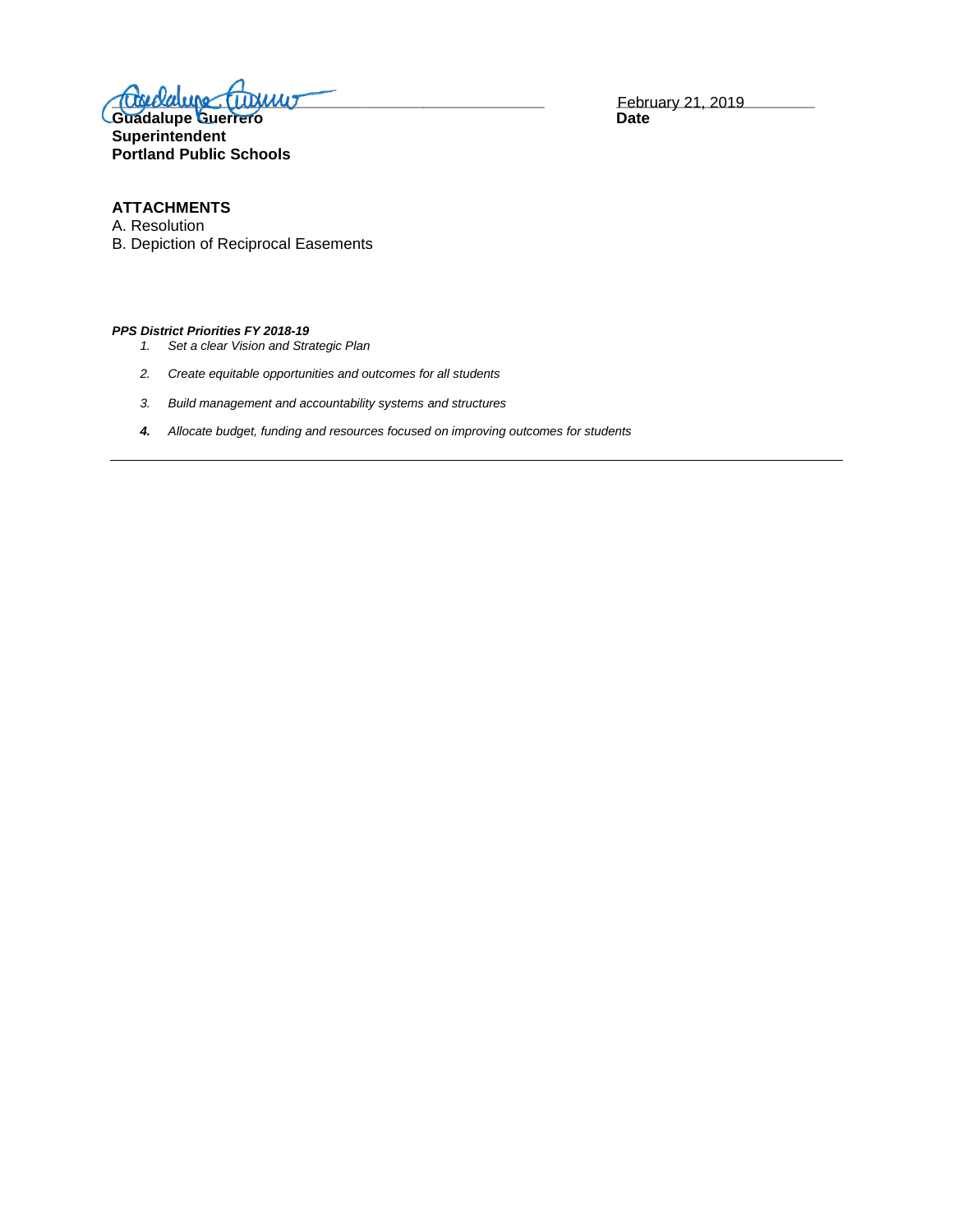**Guadalupe Guerrero**
**Superintendent**
**Portland Public Schools**

February 21, 2019
**Date**

**ATTACHMENTS**

A. Resolution
B. Depiction of Reciprocal Easements

***PPS District Priorities FY 2018-19***

1. *Set a clear Vision and Strategic Plan*
2. *Create equitable opportunities and outcomes for all students*
3. *Build management and accountability systems and structures*
4. *Allocate budget, funding and resources focused on improving outcomes for students*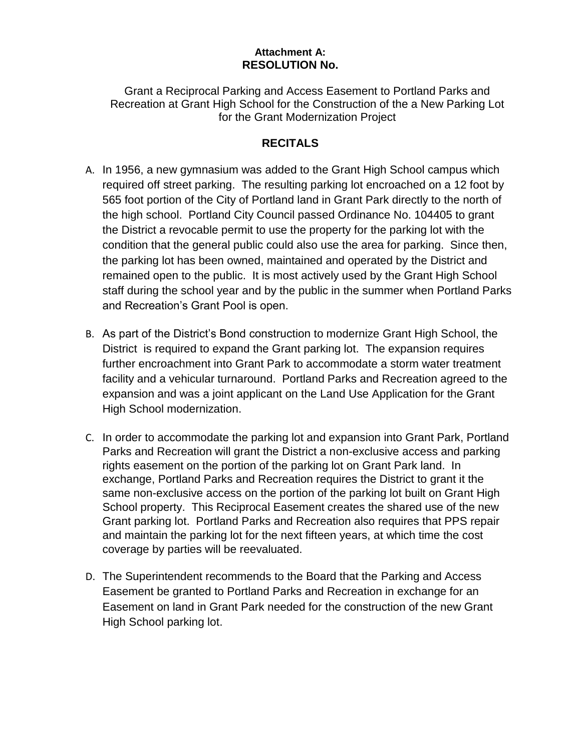**Attachment A:**
**RESOLUTION No.**

Grant a Reciprocal Parking and Access Easement to Portland Parks and Recreation at Grant High School for the Construction of the a New Parking Lot for the Grant Modernization Project

## RECITALS

A. In 1956, a new gymnasium was added to the Grant High School campus which required off street parking. The resulting parking lot encroached on a 12 foot by 565 foot portion of the City of Portland land in Grant Park directly to the north of the high school. Portland City Council passed Ordinance No. 104405 to grant the District a revocable permit to use the property for the parking lot with the condition that the general public could also use the area for parking. Since then, the parking lot has been owned, maintained and operated by the District and remained open to the public. It is most actively used by the Grant High School staff during the school year and by the public in the summer when Portland Parks and Recreation's Grant Pool is open.

B. As part of the District's Bond construction to modernize Grant High School, the District is required to expand the Grant parking lot. The expansion requires further encroachment into Grant Park to accommodate a storm water treatment facility and a vehicular turnaround. Portland Parks and Recreation agreed to the expansion and was a joint applicant on the Land Use Application for the Grant High School modernization.

C. In order to accommodate the parking lot and expansion into Grant Park, Portland Parks and Recreation will grant the District a non-exclusive access and parking rights easement on the portion of the parking lot on Grant Park land. In exchange, Portland Parks and Recreation requires the District to grant it the same non-exclusive access on the portion of the parking lot built on Grant High School property. This Reciprocal Easement creates the shared use of the new Grant parking lot. Portland Parks and Recreation also requires that PPS repair and maintain the parking lot for the next fifteen years, at which time the cost coverage by parties will be reevaluated.

D. The Superintendent recommends to the Board that the Parking and Access Easement be granted to Portland Parks and Recreation in exchange for an Easement on land in Grant Park needed for the construction of the new Grant High School parking lot.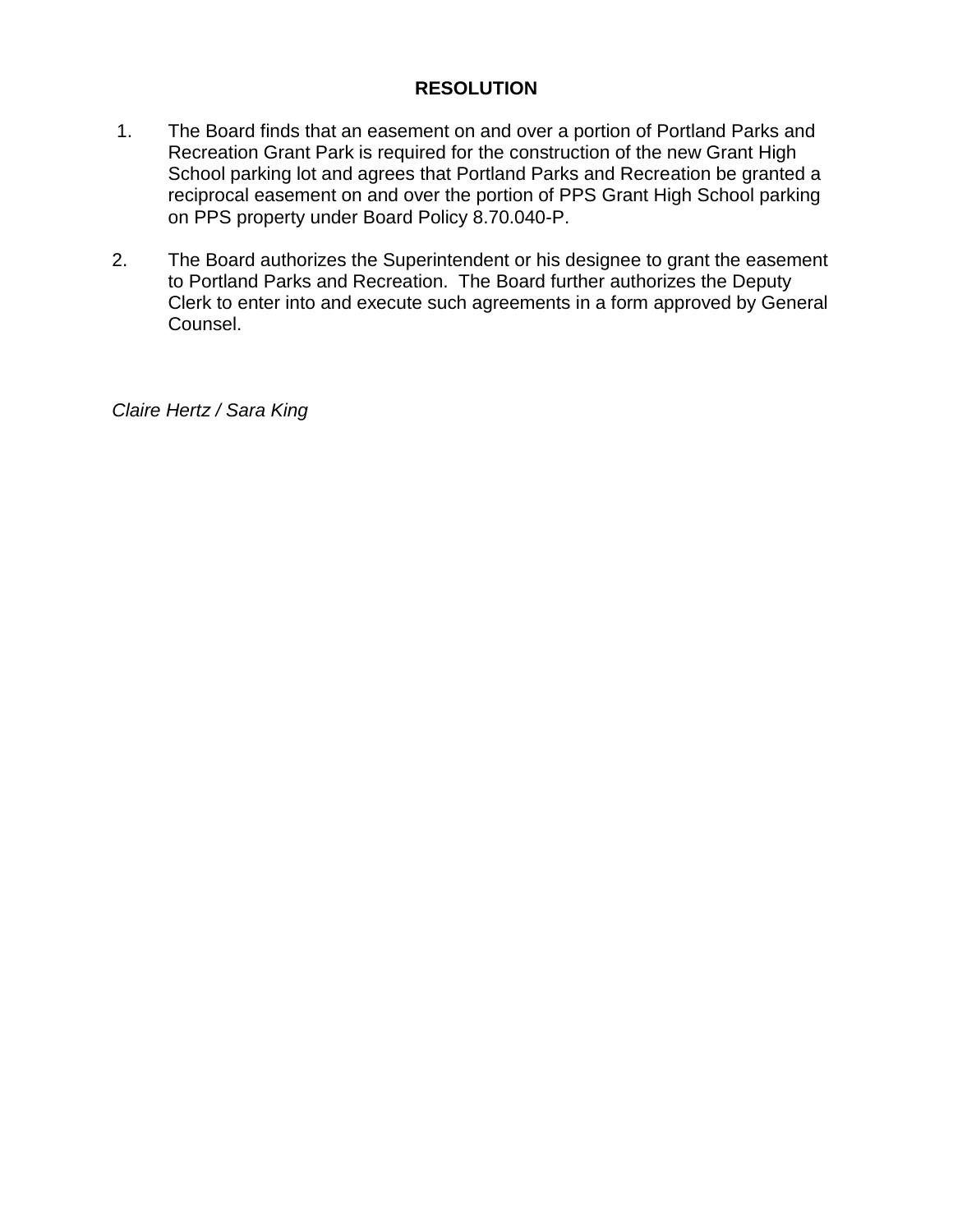**RESOLUTION**

1. The Board finds that an easement on and over a portion of Portland Parks and Recreation Grant Park is required for the construction of the new Grant High School parking lot and agrees that Portland Parks and Recreation be granted a reciprocal easement on and over the portion of PPS Grant High School parking on PPS property under Board Policy 8.70.040-P.

2. The Board authorizes the Superintendent or his designee to grant the easement to Portland Parks and Recreation. The Board further authorizes the Deputy Clerk to enter into and execute such agreements in a form approved by General Counsel.

*Claire Hertz / Sara King*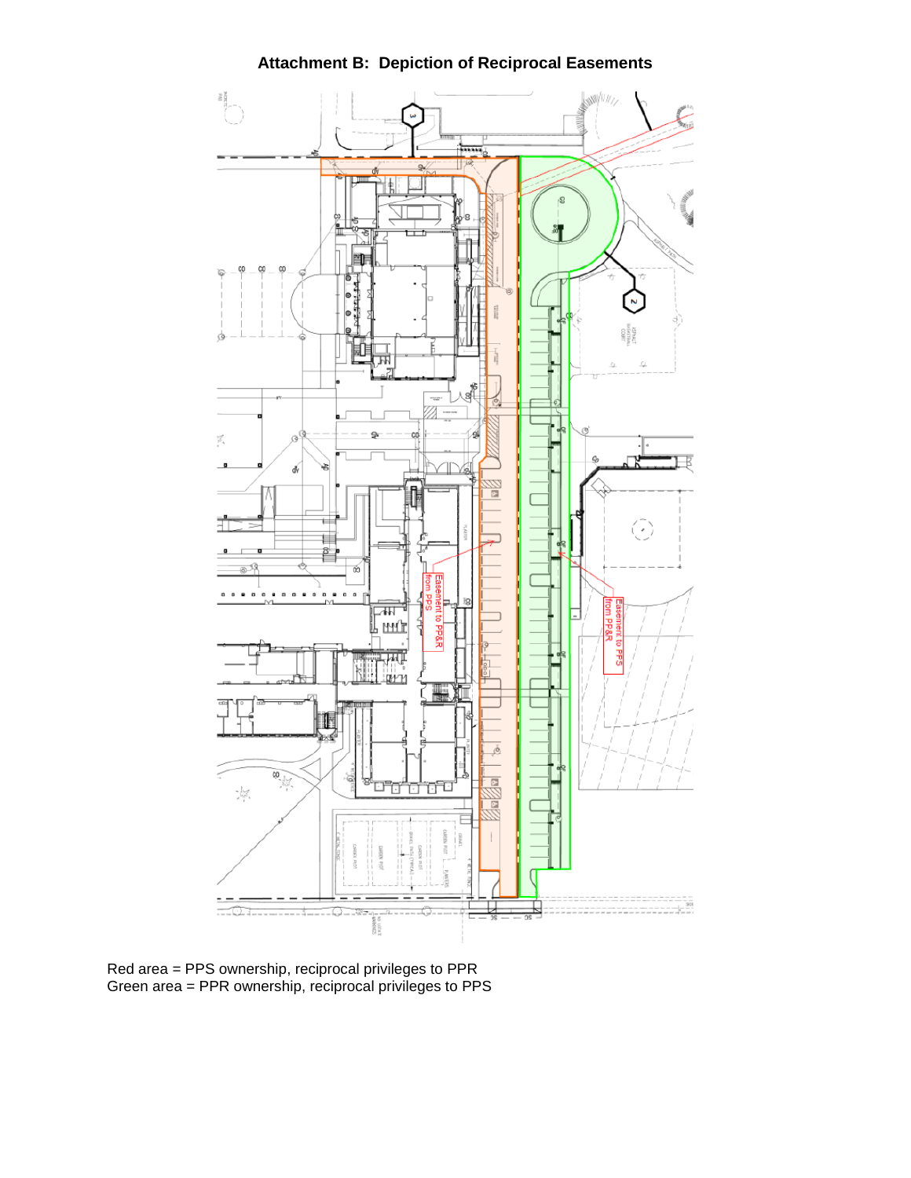**Attachment B: Depiction of Reciprocal Easements**

Easement to PP&R from PPS

Easement to PPS from PP&R

Red area = PPS ownership, reciprocal privileges to PPR
Green area = PPR ownership, reciprocal privileges to PPS